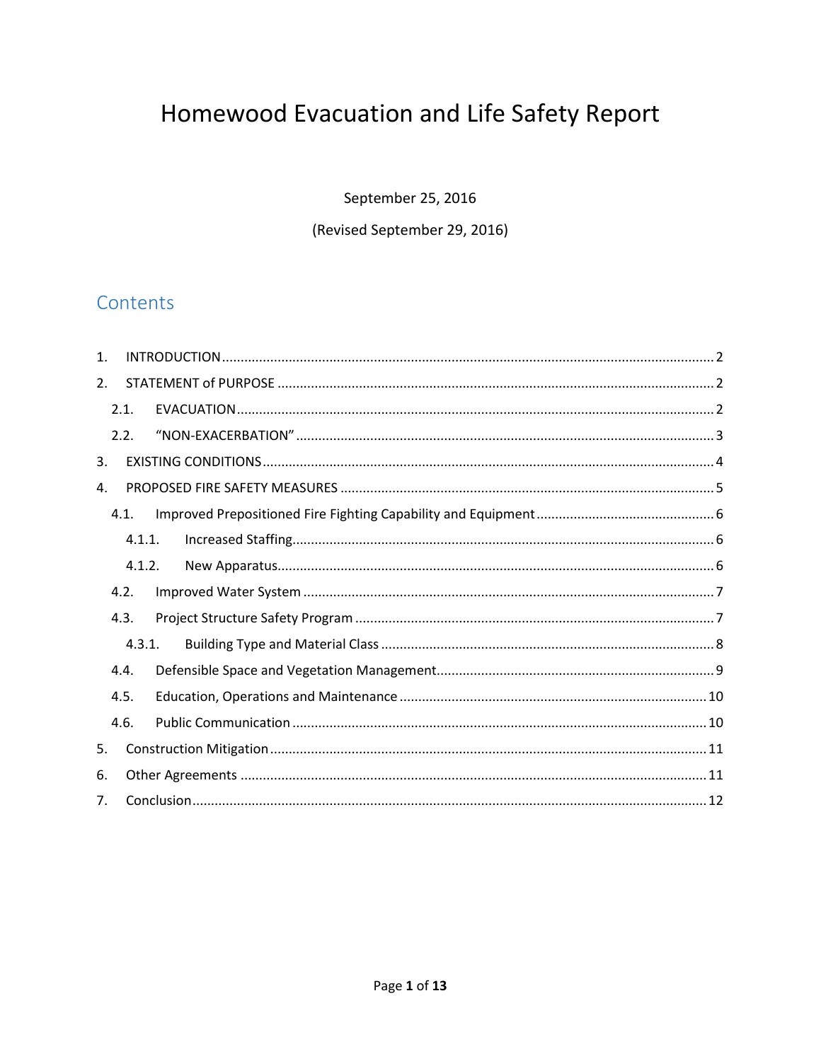# Homewood Evacuation and Life Safety Report

September 25, 2016

(Revised September 29, 2016)

## Contents

1. INTRODUCTION ........ 2
2. STATEMENT of PURPOSE ........ 2
   - 2.1. EVACUATION ........ 2
   - 2.2. "NON-EXACERBATION" ........ 3
3. EXISTING CONDITIONS ........ 4
4. PROPOSED FIRE SAFETY MEASURES ........ 5
   - 4.1. Improved Prepositioned Fire Fighting Capability and Equipment ........ 6
     - 4.1.1. Increased Staffing ........ 6
     - 4.1.2. New Apparatus ........ 6
   - 4.2. Improved Water System ........ 7
   - 4.3. Project Structure Safety Program ........ 7
     - 4.3.1. Building Type and Material Class ........ 8
   - 4.4. Defensible Space and Vegetation Management ........ 9
   - 4.5. Education, Operations and Maintenance ........ 10
   - 4.6. Public Communication ........ 10
5. Construction Mitigation ........ 11
6. Other Agreements ........ 11
7. Conclusion ........ 12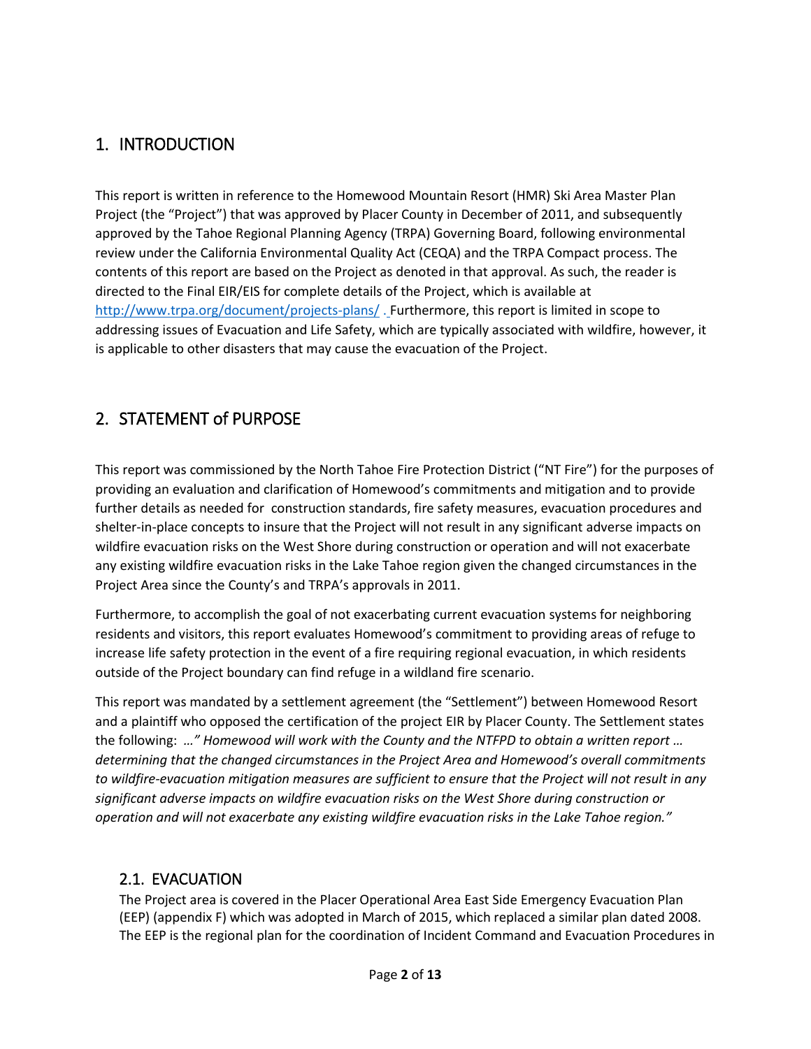## 1. INTRODUCTION

This report is written in reference to the Homewood Mountain Resort (HMR) Ski Area Master Plan Project (the "Project") that was approved by Placer County in December of 2011, and subsequently approved by the Tahoe Regional Planning Agency (TRPA) Governing Board, following environmental review under the California Environmental Quality Act (CEQA) and the TRPA Compact process. The contents of this report are based on the Project as denoted in that approval. As such, the reader is directed to the Final EIR/EIS for complete details of the Project, which is available at http://www.trpa.org/document/projects-plans/ . Furthermore, this report is limited in scope to addressing issues of Evacuation and Life Safety, which are typically associated with wildfire, however, it is applicable to other disasters that may cause the evacuation of the Project.

## 2. STATEMENT of PURPOSE

This report was commissioned by the North Tahoe Fire Protection District ("NT Fire") for the purposes of providing an evaluation and clarification of Homewood's commitments and mitigation and to provide further details as needed for construction standards, fire safety measures, evacuation procedures and shelter-in-place concepts to insure that the Project will not result in any significant adverse impacts on wildfire evacuation risks on the West Shore during construction or operation and will not exacerbate any existing wildfire evacuation risks in the Lake Tahoe region given the changed circumstances in the Project Area since the County's and TRPA's approvals in 2011.

Furthermore, to accomplish the goal of not exacerbating current evacuation systems for neighboring residents and visitors, this report evaluates Homewood's commitment to providing areas of refuge to increase life safety protection in the event of a fire requiring regional evacuation, in which residents outside of the Project boundary can find refuge in a wildland fire scenario.

This report was mandated by a settlement agreement (the "Settlement") between Homewood Resort and a plaintiff who opposed the certification of the project EIR by Placer County. The Settlement states the following: *…" Homewood will work with the County and the NTFPD to obtain a written report … determining that the changed circumstances in the Project Area and Homewood's overall commitments to wildfire-evacuation mitigation measures are sufficient to ensure that the Project will not result in any significant adverse impacts on wildfire evacuation risks on the West Shore during construction or operation and will not exacerbate any existing wildfire evacuation risks in the Lake Tahoe region."*

### 2.1. EVACUATION

The Project area is covered in the Placer Operational Area East Side Emergency Evacuation Plan (EEP) (appendix F) which was adopted in March of 2015, which replaced a similar plan dated 2008. The EEP is the regional plan for the coordination of Incident Command and Evacuation Procedures in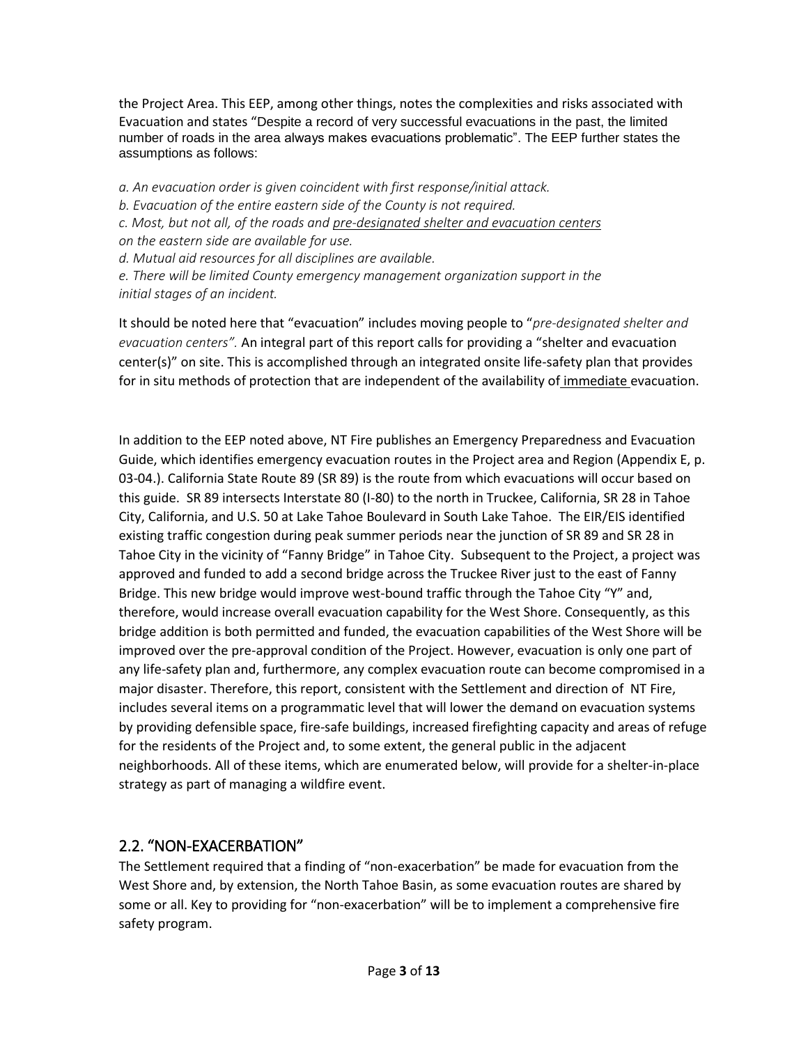the Project Area. This EEP, among other things, notes the complexities and risks associated with Evacuation and states "Despite a record of very successful evacuations in the past, the limited number of roads in the area always makes evacuations problematic". The EEP further states the assumptions as follows:

*a. An evacuation order is given coincident with first response/initial attack.*
*b. Evacuation of the entire eastern side of the County is not required.*
*c. Most, but not all, of the roads and <u>pre-designated shelter and evacuation centers</u> on the eastern side are available for use.*
*d. Mutual aid resources for all disciplines are available.*
*e. There will be limited County emergency management organization support in the initial stages of an incident.*

It should be noted here that "evacuation" includes moving people to "*pre-designated shelter and evacuation centers".* An integral part of this report calls for providing a "shelter and evacuation center(s)" on site. This is accomplished through an integrated onsite life-safety plan that provides for in situ methods of protection that are independent of the availability of <u>immediate</u> evacuation.

In addition to the EEP noted above, NT Fire publishes an Emergency Preparedness and Evacuation Guide, which identifies emergency evacuation routes in the Project area and Region (Appendix E, p. 03-04.). California State Route 89 (SR 89) is the route from which evacuations will occur based on this guide. SR 89 intersects Interstate 80 (I-80) to the north in Truckee, California, SR 28 in Tahoe City, California, and U.S. 50 at Lake Tahoe Boulevard in South Lake Tahoe. The EIR/EIS identified existing traffic congestion during peak summer periods near the junction of SR 89 and SR 28 in Tahoe City in the vicinity of "Fanny Bridge" in Tahoe City. Subsequent to the Project, a project was approved and funded to add a second bridge across the Truckee River just to the east of Fanny Bridge. This new bridge would improve west-bound traffic through the Tahoe City "Y" and, therefore, would increase overall evacuation capability for the West Shore. Consequently, as this bridge addition is both permitted and funded, the evacuation capabilities of the West Shore will be improved over the pre-approval condition of the Project. However, evacuation is only one part of any life-safety plan and, furthermore, any complex evacuation route can become compromised in a major disaster. Therefore, this report, consistent with the Settlement and direction of NT Fire, includes several items on a programmatic level that will lower the demand on evacuation systems by providing defensible space, fire-safe buildings, increased firefighting capacity and areas of refuge for the residents of the Project and, to some extent, the general public in the adjacent neighborhoods. All of these items, which are enumerated below, will provide for a shelter-in-place strategy as part of managing a wildfire event.

## 2.2. "NON-EXACERBATION"

The Settlement required that a finding of "non-exacerbation" be made for evacuation from the West Shore and, by extension, the North Tahoe Basin, as some evacuation routes are shared by some or all. Key to providing for "non-exacerbation" will be to implement a comprehensive fire safety program.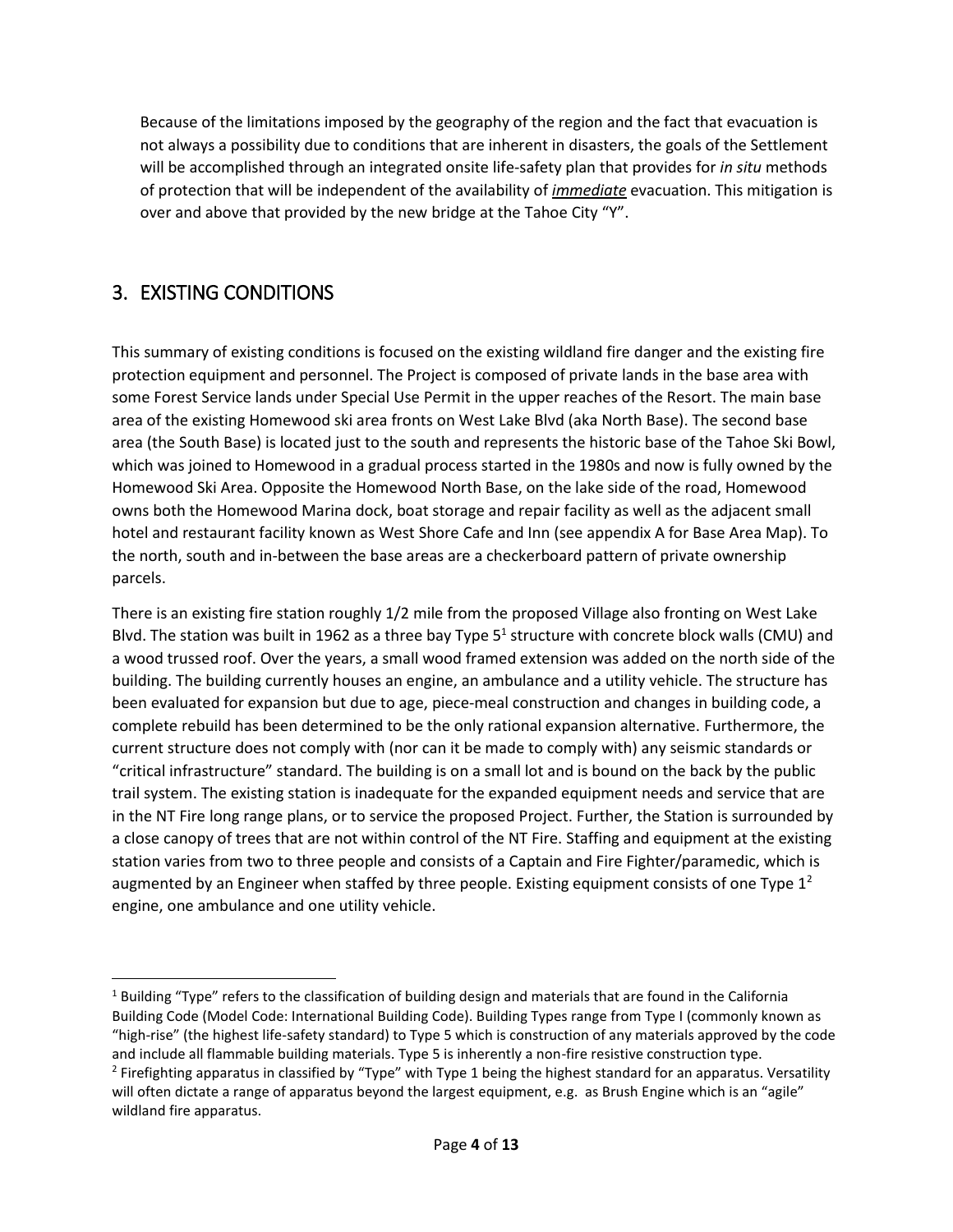Because of the limitations imposed by the geography of the region and the fact that evacuation is not always a possibility due to conditions that are inherent in disasters, the goals of the Settlement will be accomplished through an integrated onsite life-safety plan that provides for *in situ* methods of protection that will be independent of the availability of ***immediate*** evacuation. This mitigation is over and above that provided by the new bridge at the Tahoe City "Y".

## 3. EXISTING CONDITIONS

This summary of existing conditions is focused on the existing wildland fire danger and the existing fire protection equipment and personnel. The Project is composed of private lands in the base area with some Forest Service lands under Special Use Permit in the upper reaches of the Resort. The main base area of the existing Homewood ski area fronts on West Lake Blvd (aka North Base). The second base area (the South Base) is located just to the south and represents the historic base of the Tahoe Ski Bowl, which was joined to Homewood in a gradual process started in the 1980s and now is fully owned by the Homewood Ski Area. Opposite the Homewood North Base, on the lake side of the road, Homewood owns both the Homewood Marina dock, boat storage and repair facility as well as the adjacent small hotel and restaurant facility known as West Shore Cafe and Inn (see appendix A for Base Area Map). To the north, south and in-between the base areas are a checkerboard pattern of private ownership parcels.

There is an existing fire station roughly 1/2 mile from the proposed Village also fronting on West Lake Blvd. The station was built in 1962 as a three bay Type 5[1] structure with concrete block walls (CMU) and a wood trussed roof. Over the years, a small wood framed extension was added on the north side of the building. The building currently houses an engine, an ambulance and a utility vehicle. The structure has been evaluated for expansion but due to age, piece-meal construction and changes in building code, a complete rebuild has been determined to be the only rational expansion alternative. Furthermore, the current structure does not comply with (nor can it be made to comply with) any seismic standards or "critical infrastructure" standard. The building is on a small lot and is bound on the back by the public trail system. The existing station is inadequate for the expanded equipment needs and service that are in the NT Fire long range plans, or to service the proposed Project. Further, the Station is surrounded by a close canopy of trees that are not within control of the NT Fire. Staffing and equipment at the existing station varies from two to three people and consists of a Captain and Fire Fighter/paramedic, which is augmented by an Engineer when staffed by three people. Existing equipment consists of one Type 1[2] engine, one ambulance and one utility vehicle.

---

[1] Building "Type" refers to the classification of building design and materials that are found in the California Building Code (Model Code: International Building Code). Building Types range from Type I (commonly known as "high-rise" (the highest life-safety standard) to Type 5 which is construction of any materials approved by the code and include all flammable building materials. Type 5 is inherently a non-fire resistive construction type.

[2] Firefighting apparatus in classified by "Type" with Type 1 being the highest standard for an apparatus. Versatility will often dictate a range of apparatus beyond the largest equipment, e.g. as Brush Engine which is an "agile" wildland fire apparatus.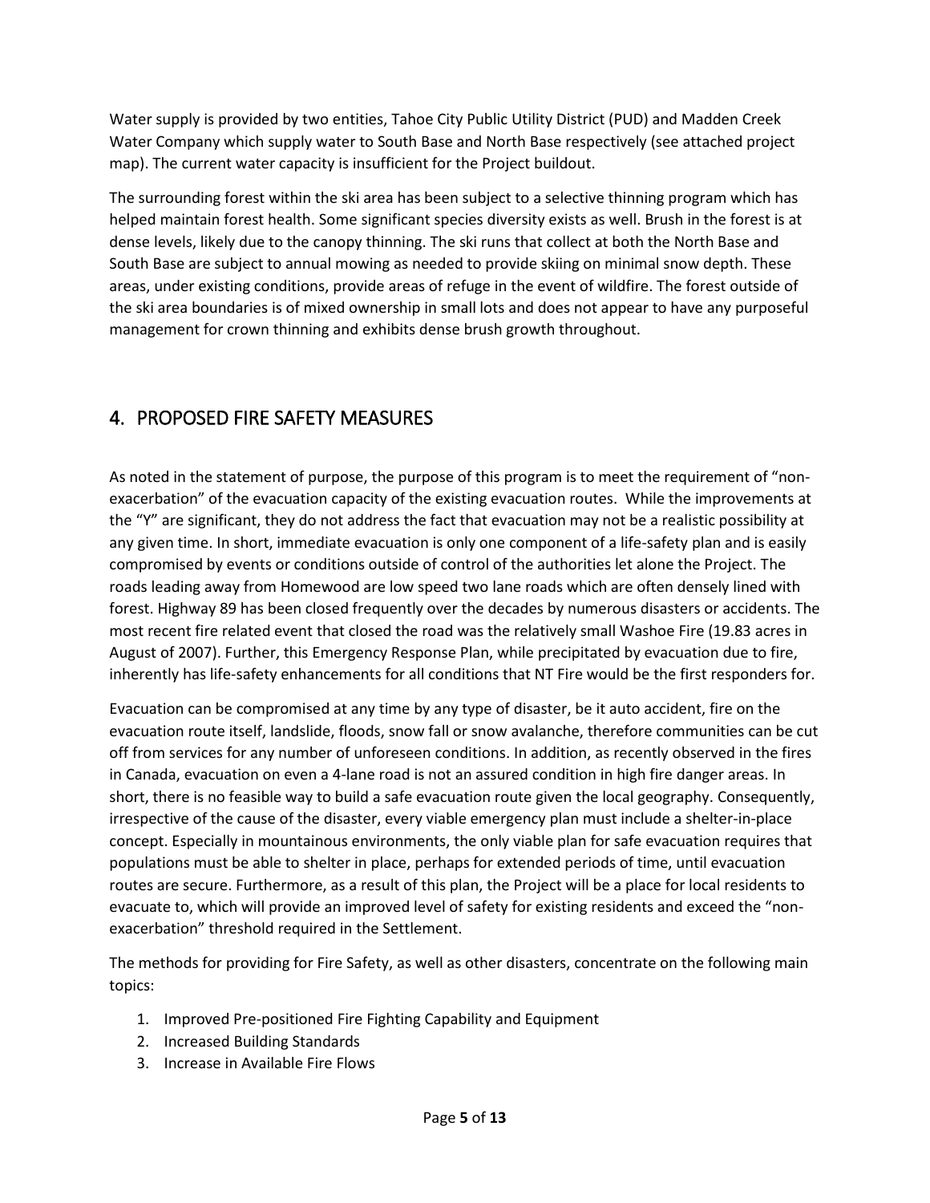Water supply is provided by two entities, Tahoe City Public Utility District (PUD) and Madden Creek Water Company which supply water to South Base and North Base respectively (see attached project map). The current water capacity is insufficient for the Project buildout.

The surrounding forest within the ski area has been subject to a selective thinning program which has helped maintain forest health. Some significant species diversity exists as well. Brush in the forest is at dense levels, likely due to the canopy thinning. The ski runs that collect at both the North Base and South Base are subject to annual mowing as needed to provide skiing on minimal snow depth. These areas, under existing conditions, provide areas of refuge in the event of wildfire. The forest outside of the ski area boundaries is of mixed ownership in small lots and does not appear to have any purposeful management for crown thinning and exhibits dense brush growth throughout.

## 4. PROPOSED FIRE SAFETY MEASURES

As noted in the statement of purpose, the purpose of this program is to meet the requirement of "non-exacerbation" of the evacuation capacity of the existing evacuation routes. While the improvements at the "Y" are significant, they do not address the fact that evacuation may not be a realistic possibility at any given time. In short, immediate evacuation is only one component of a life-safety plan and is easily compromised by events or conditions outside of control of the authorities let alone the Project. The roads leading away from Homewood are low speed two lane roads which are often densely lined with forest. Highway 89 has been closed frequently over the decades by numerous disasters or accidents. The most recent fire related event that closed the road was the relatively small Washoe Fire (19.83 acres in August of 2007). Further, this Emergency Response Plan, while precipitated by evacuation due to fire, inherently has life-safety enhancements for all conditions that NT Fire would be the first responders for.

Evacuation can be compromised at any time by any type of disaster, be it auto accident, fire on the evacuation route itself, landslide, floods, snow fall or snow avalanche, therefore communities can be cut off from services for any number of unforeseen conditions. In addition, as recently observed in the fires in Canada, evacuation on even a 4-lane road is not an assured condition in high fire danger areas. In short, there is no feasible way to build a safe evacuation route given the local geography. Consequently, irrespective of the cause of the disaster, every viable emergency plan must include a shelter-in-place concept. Especially in mountainous environments, the only viable plan for safe evacuation requires that populations must be able to shelter in place, perhaps for extended periods of time, until evacuation routes are secure. Furthermore, as a result of this plan, the Project will be a place for local residents to evacuate to, which will provide an improved level of safety for existing residents and exceed the "non-exacerbation" threshold required in the Settlement.

The methods for providing for Fire Safety, as well as other disasters, concentrate on the following main topics:

1. Improved Pre-positioned Fire Fighting Capability and Equipment
2. Increased Building Standards
3. Increase in Available Fire Flows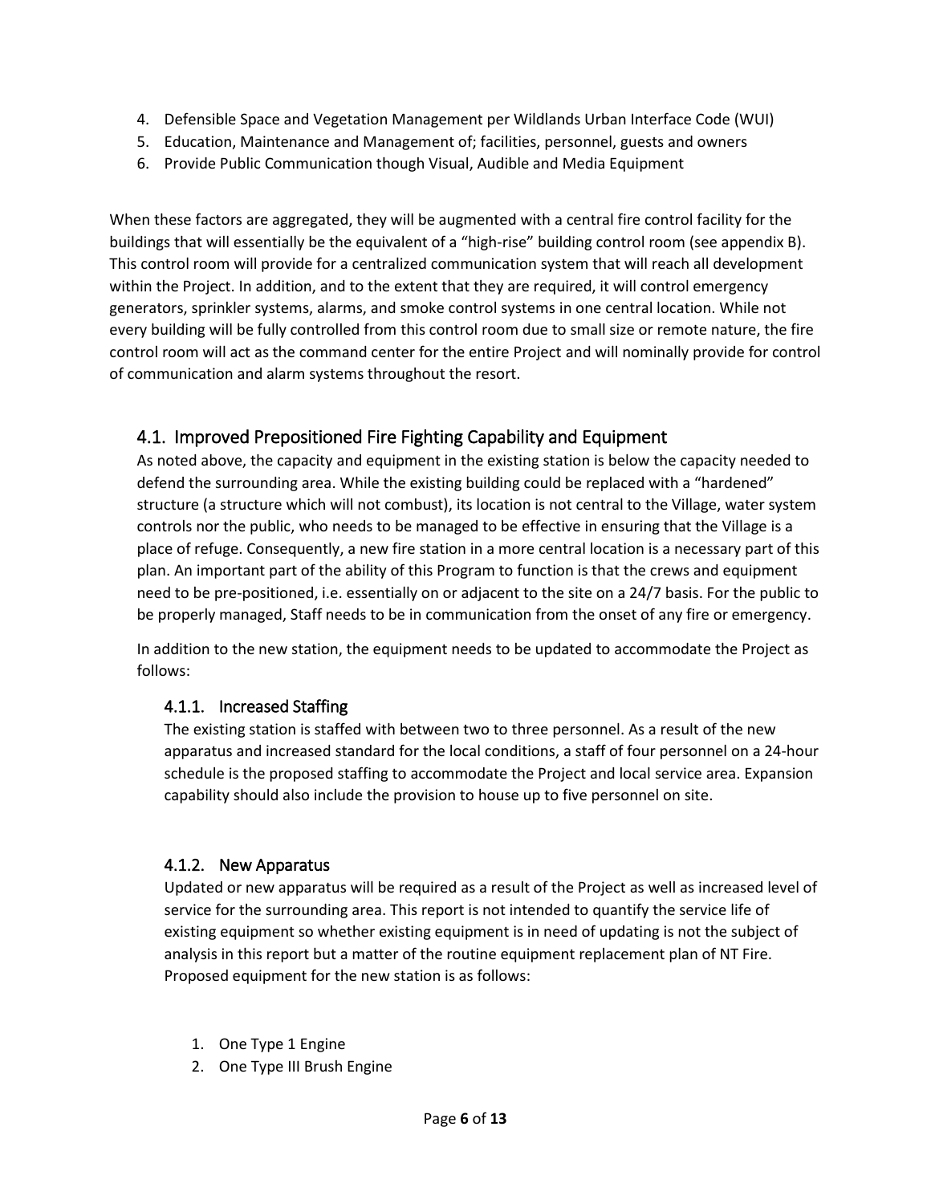4. Defensible Space and Vegetation Management per Wildlands Urban Interface Code (WUI)
5. Education, Maintenance and Management of; facilities, personnel, guests and owners
6. Provide Public Communication though Visual, Audible and Media Equipment

When these factors are aggregated, they will be augmented with a central fire control facility for the buildings that will essentially be the equivalent of a "high-rise" building control room (see appendix B). This control room will provide for a centralized communication system that will reach all development within the Project. In addition, and to the extent that they are required, it will control emergency generators, sprinkler systems, alarms, and smoke control systems in one central location. While not every building will be fully controlled from this control room due to small size or remote nature, the fire control room will act as the command center for the entire Project and will nominally provide for control of communication and alarm systems throughout the resort.

## 4.1. Improved Prepositioned Fire Fighting Capability and Equipment

As noted above, the capacity and equipment in the existing station is below the capacity needed to defend the surrounding area. While the existing building could be replaced with a "hardened" structure (a structure which will not combust), its location is not central to the Village, water system controls nor the public, who needs to be managed to be effective in ensuring that the Village is a place of refuge. Consequently, a new fire station in a more central location is a necessary part of this plan. An important part of the ability of this Program to function is that the crews and equipment need to be pre-positioned, i.e. essentially on or adjacent to the site on a 24/7 basis. For the public to be properly managed, Staff needs to be in communication from the onset of any fire or emergency.

In addition to the new station, the equipment needs to be updated to accommodate the Project as follows:

### 4.1.1. Increased Staffing

The existing station is staffed with between two to three personnel. As a result of the new apparatus and increased standard for the local conditions, a staff of four personnel on a 24-hour schedule is the proposed staffing to accommodate the Project and local service area. Expansion capability should also include the provision to house up to five personnel on site.

### 4.1.2. New Apparatus

Updated or new apparatus will be required as a result of the Project as well as increased level of service for the surrounding area. This report is not intended to quantify the service life of existing equipment so whether existing equipment is in need of updating is not the subject of analysis in this report but a matter of the routine equipment replacement plan of NT Fire. Proposed equipment for the new station is as follows:

1. One Type 1 Engine
2. One Type III Brush Engine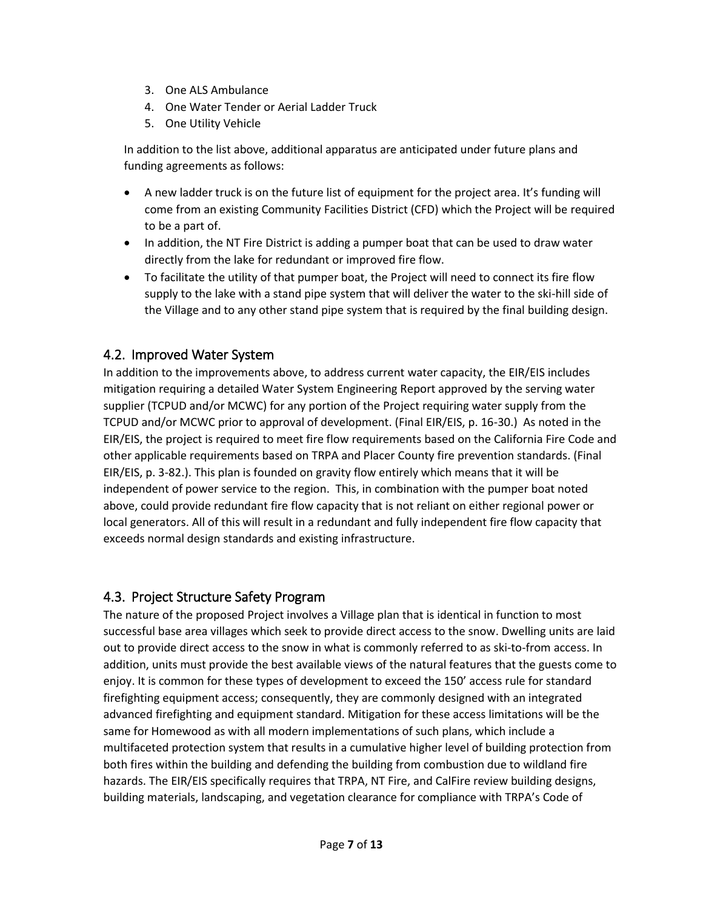3. One ALS Ambulance
4. One Water Tender or Aerial Ladder Truck
5. One Utility Vehicle

In addition to the list above, additional apparatus are anticipated under future plans and funding agreements as follows:

- A new ladder truck is on the future list of equipment for the project area. It's funding will come from an existing Community Facilities District (CFD) which the Project will be required to be a part of.
- In addition, the NT Fire District is adding a pumper boat that can be used to draw water directly from the lake for redundant or improved fire flow.
- To facilitate the utility of that pumper boat, the Project will need to connect its fire flow supply to the lake with a stand pipe system that will deliver the water to the ski-hill side of the Village and to any other stand pipe system that is required by the final building design.

## 4.2. Improved Water System

In addition to the improvements above, to address current water capacity, the EIR/EIS includes mitigation requiring a detailed Water System Engineering Report approved by the serving water supplier (TCPUD and/or MCWC) for any portion of the Project requiring water supply from the TCPUD and/or MCWC prior to approval of development. (Final EIR/EIS, p. 16-30.) As noted in the EIR/EIS, the project is required to meet fire flow requirements based on the California Fire Code and other applicable requirements based on TRPA and Placer County fire prevention standards. (Final EIR/EIS, p. 3-82.). This plan is founded on gravity flow entirely which means that it will be independent of power service to the region. This, in combination with the pumper boat noted above, could provide redundant fire flow capacity that is not reliant on either regional power or local generators. All of this will result in a redundant and fully independent fire flow capacity that exceeds normal design standards and existing infrastructure.

## 4.3. Project Structure Safety Program

The nature of the proposed Project involves a Village plan that is identical in function to most successful base area villages which seek to provide direct access to the snow. Dwelling units are laid out to provide direct access to the snow in what is commonly referred to as ski-to-from access. In addition, units must provide the best available views of the natural features that the guests come to enjoy. It is common for these types of development to exceed the 150' access rule for standard firefighting equipment access; consequently, they are commonly designed with an integrated advanced firefighting and equipment standard. Mitigation for these access limitations will be the same for Homewood as with all modern implementations of such plans, which include a multifaceted protection system that results in a cumulative higher level of building protection from both fires within the building and defending the building from combustion due to wildland fire hazards. The EIR/EIS specifically requires that TRPA, NT Fire, and CalFire review building designs, building materials, landscaping, and vegetation clearance for compliance with TRPA's Code of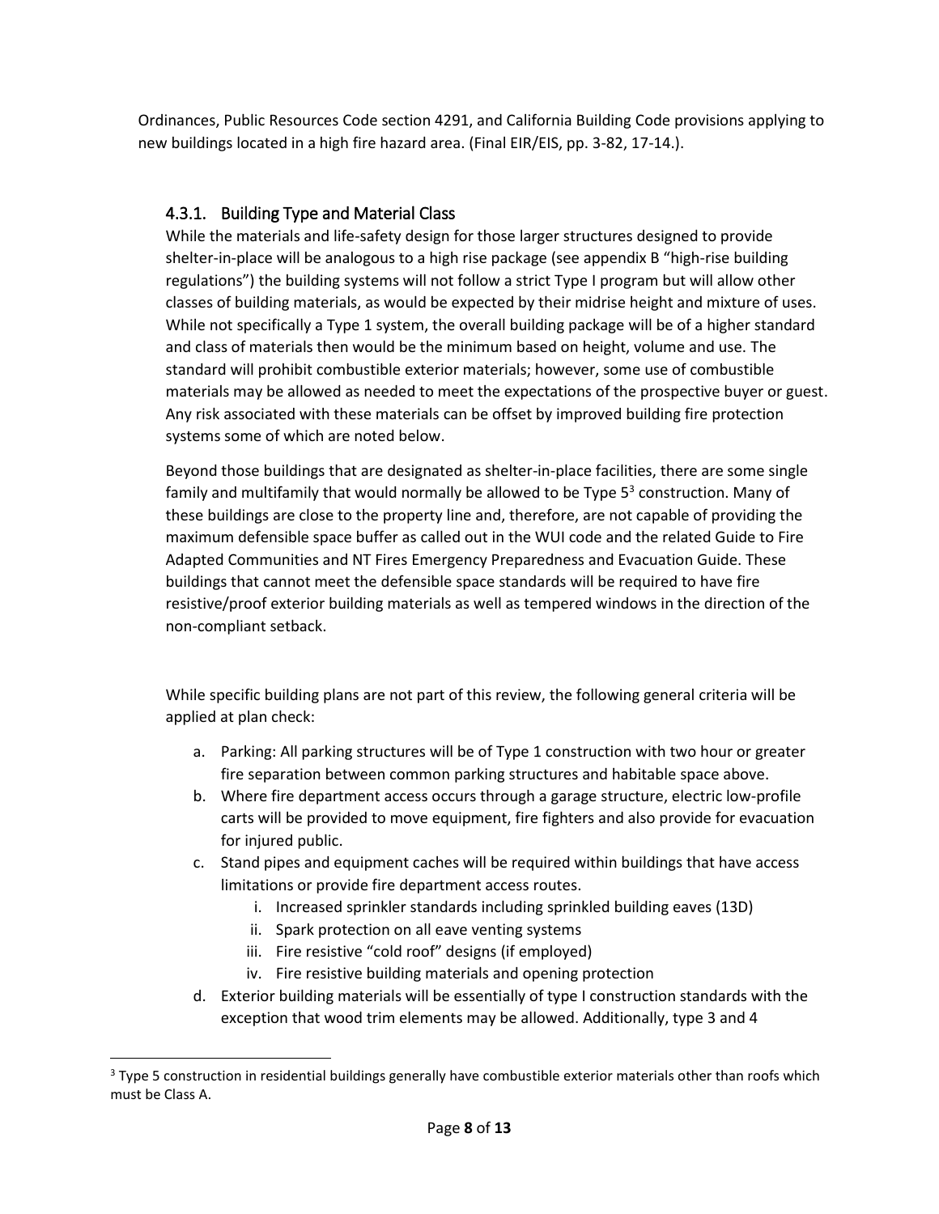Ordinances, Public Resources Code section 4291, and California Building Code provisions applying to new buildings located in a high fire hazard area. (Final EIR/EIS, pp. 3-82, 17-14.).

### 4.3.1. Building Type and Material Class

While the materials and life-safety design for those larger structures designed to provide shelter-in-place will be analogous to a high rise package (see appendix B "high-rise building regulations") the building systems will not follow a strict Type I program but will allow other classes of building materials, as would be expected by their midrise height and mixture of uses. While not specifically a Type 1 system, the overall building package will be of a higher standard and class of materials then would be the minimum based on height, volume and use. The standard will prohibit combustible exterior materials; however, some use of combustible materials may be allowed as needed to meet the expectations of the prospective buyer or guest. Any risk associated with these materials can be offset by improved building fire protection systems some of which are noted below.

Beyond those buildings that are designated as shelter-in-place facilities, there are some single family and multifamily that would normally be allowed to be Type 5[3] construction. Many of these buildings are close to the property line and, therefore, are not capable of providing the maximum defensible space buffer as called out in the WUI code and the related Guide to Fire Adapted Communities and NT Fires Emergency Preparedness and Evacuation Guide. These buildings that cannot meet the defensible space standards will be required to have fire resistive/proof exterior building materials as well as tempered windows in the direction of the non-compliant setback.

While specific building plans are not part of this review, the following general criteria will be applied at plan check:

a. Parking: All parking structures will be of Type 1 construction with two hour or greater fire separation between common parking structures and habitable space above.
b. Where fire department access occurs through a garage structure, electric low-profile carts will be provided to move equipment, fire fighters and also provide for evacuation for injured public.
c. Stand pipes and equipment caches will be required within buildings that have access limitations or provide fire department access routes.
    i. Increased sprinkler standards including sprinkled building eaves (13D)
    ii. Spark protection on all eave venting systems
    iii. Fire resistive "cold roof" designs (if employed)
    iv. Fire resistive building materials and opening protection
d. Exterior building materials will be essentially of type I construction standards with the exception that wood trim elements may be allowed. Additionally, type 3 and 4

[3] Type 5 construction in residential buildings generally have combustible exterior materials other than roofs which must be Class A.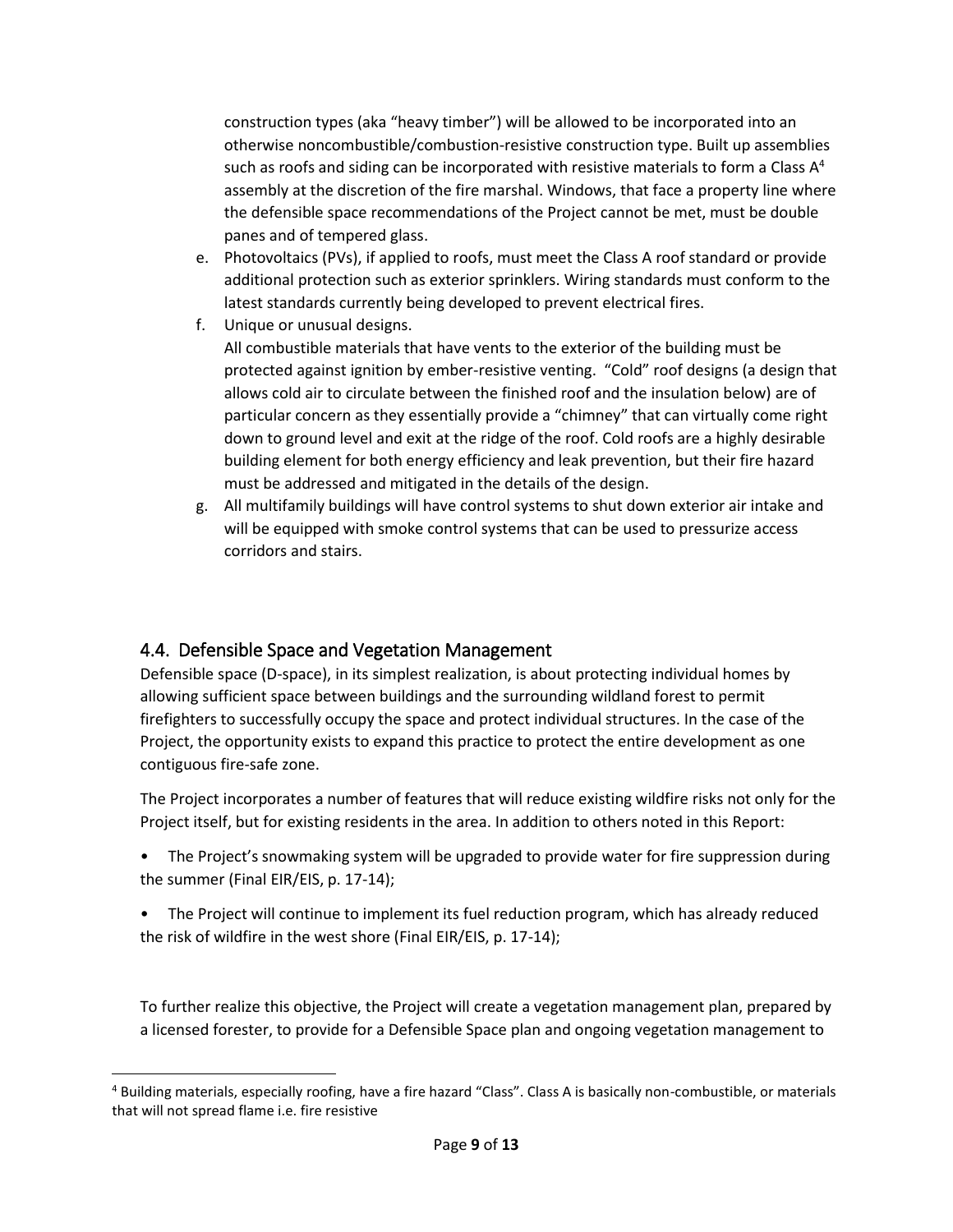construction types (aka "heavy timber") will be allowed to be incorporated into an otherwise noncombustible/combustion-resistive construction type. Built up assemblies such as roofs and siding can be incorporated with resistive materials to form a Class A[4] assembly at the discretion of the fire marshal. Windows, that face a property line where the defensible space recommendations of the Project cannot be met, must be double panes and of tempered glass.

e. Photovoltaics (PVs), if applied to roofs, must meet the Class A roof standard or provide additional protection such as exterior sprinklers. Wiring standards must conform to the latest standards currently being developed to prevent electrical fires.

f. Unique or unusual designs.
All combustible materials that have vents to the exterior of the building must be protected against ignition by ember-resistive venting. "Cold" roof designs (a design that allows cold air to circulate between the finished roof and the insulation below) are of particular concern as they essentially provide a "chimney" that can virtually come right down to ground level and exit at the ridge of the roof. Cold roofs are a highly desirable building element for both energy efficiency and leak prevention, but their fire hazard must be addressed and mitigated in the details of the design.

g. All multifamily buildings will have control systems to shut down exterior air intake and will be equipped with smoke control systems that can be used to pressurize access corridors and stairs.

## 4.4. Defensible Space and Vegetation Management

Defensible space (D-space), in its simplest realization, is about protecting individual homes by allowing sufficient space between buildings and the surrounding wildland forest to permit firefighters to successfully occupy the space and protect individual structures. In the case of the Project, the opportunity exists to expand this practice to protect the entire development as one contiguous fire-safe zone.

The Project incorporates a number of features that will reduce existing wildfire risks not only for the Project itself, but for existing residents in the area. In addition to others noted in this Report:

- The Project's snowmaking system will be upgraded to provide water for fire suppression during the summer (Final EIR/EIS, p. 17-14);
- The Project will continue to implement its fuel reduction program, which has already reduced the risk of wildfire in the west shore (Final EIR/EIS, p. 17-14);

To further realize this objective, the Project will create a vegetation management plan, prepared by a licensed forester, to provide for a Defensible Space plan and ongoing vegetation management to

[4] Building materials, especially roofing, have a fire hazard "Class". Class A is basically non-combustible, or materials that will not spread flame i.e. fire resistive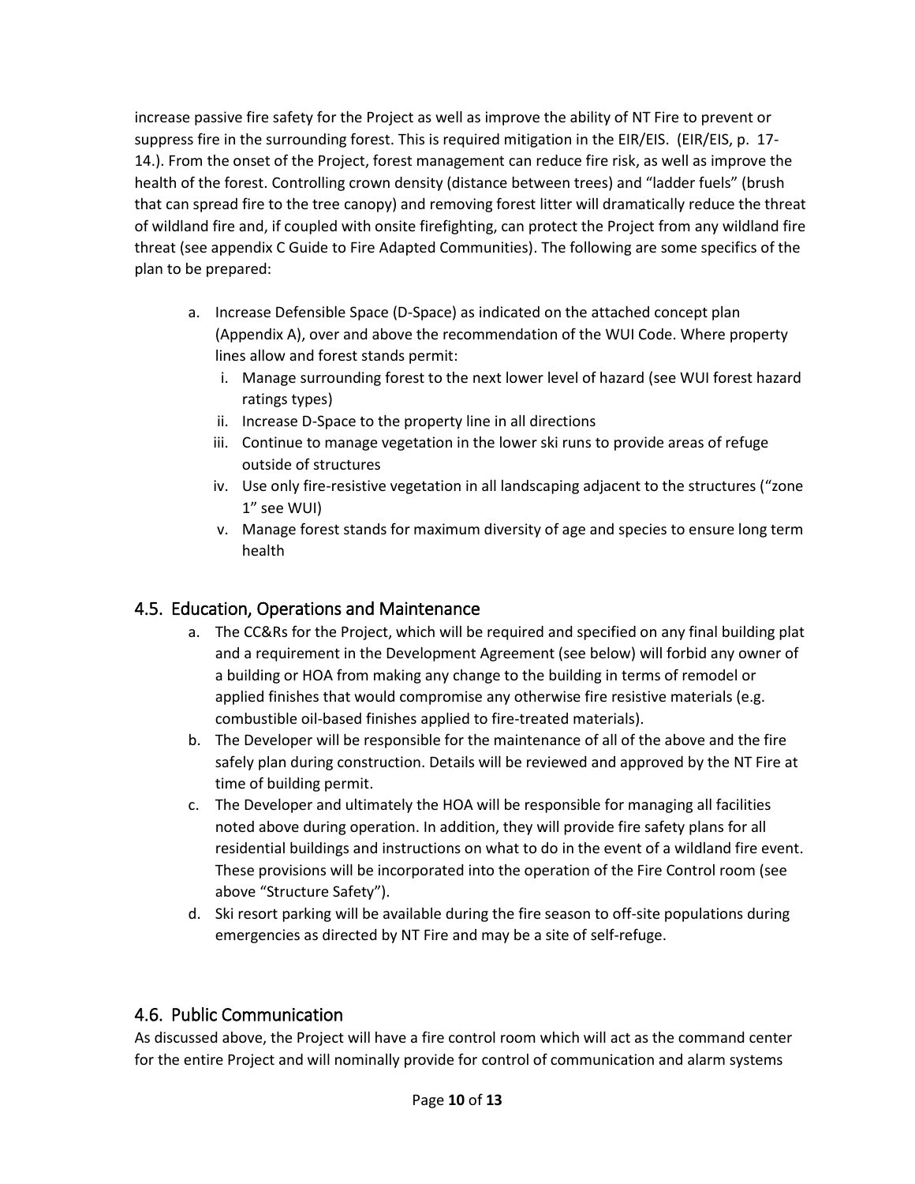increase passive fire safety for the Project as well as improve the ability of NT Fire to prevent or suppress fire in the surrounding forest. This is required mitigation in the EIR/EIS. (EIR/EIS, p. 17-14.). From the onset of the Project, forest management can reduce fire risk, as well as improve the health of the forest. Controlling crown density (distance between trees) and "ladder fuels" (brush that can spread fire to the tree canopy) and removing forest litter will dramatically reduce the threat of wildland fire and, if coupled with onsite firefighting, can protect the Project from any wildland fire threat (see appendix C Guide to Fire Adapted Communities). The following are some specifics of the plan to be prepared:

a. Increase Defensible Space (D-Space) as indicated on the attached concept plan (Appendix A), over and above the recommendation of the WUI Code. Where property lines allow and forest stands permit:
   i. Manage surrounding forest to the next lower level of hazard (see WUI forest hazard ratings types)
   ii. Increase D-Space to the property line in all directions
   iii. Continue to manage vegetation in the lower ski runs to provide areas of refuge outside of structures
   iv. Use only fire-resistive vegetation in all landscaping adjacent to the structures ("zone 1" see WUI)
   v. Manage forest stands for maximum diversity of age and species to ensure long term health

## 4.5. Education, Operations and Maintenance

a. The CC&Rs for the Project, which will be required and specified on any final building plat and a requirement in the Development Agreement (see below) will forbid any owner of a building or HOA from making any change to the building in terms of remodel or applied finishes that would compromise any otherwise fire resistive materials (e.g. combustible oil-based finishes applied to fire-treated materials).
b. The Developer will be responsible for the maintenance of all of the above and the fire safely plan during construction. Details will be reviewed and approved by the NT Fire at time of building permit.
c. The Developer and ultimately the HOA will be responsible for managing all facilities noted above during operation. In addition, they will provide fire safety plans for all residential buildings and instructions on what to do in the event of a wildland fire event. These provisions will be incorporated into the operation of the Fire Control room (see above "Structure Safety").
d. Ski resort parking will be available during the fire season to off-site populations during emergencies as directed by NT Fire and may be a site of self-refuge.

## 4.6. Public Communication

As discussed above, the Project will have a fire control room which will act as the command center for the entire Project and will nominally provide for control of communication and alarm systems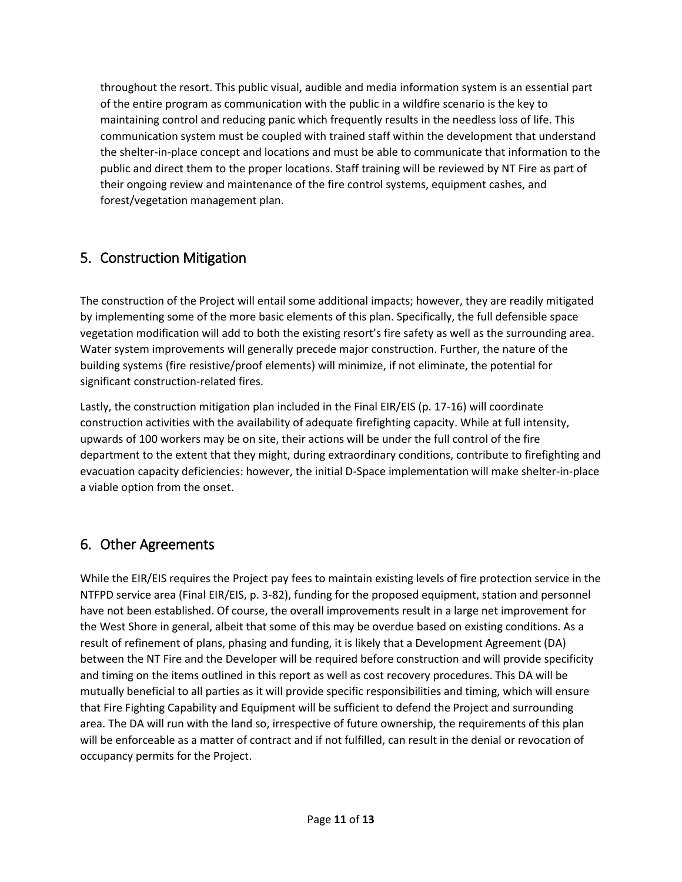throughout the resort. This public visual, audible and media information system is an essential part of the entire program as communication with the public in a wildfire scenario is the key to maintaining control and reducing panic which frequently results in the needless loss of life. This communication system must be coupled with trained staff within the development that understand the shelter-in-place concept and locations and must be able to communicate that information to the public and direct them to the proper locations. Staff training will be reviewed by NT Fire as part of their ongoing review and maintenance of the fire control systems, equipment cashes, and forest/vegetation management plan.

## 5. Construction Mitigation

The construction of the Project will entail some additional impacts; however, they are readily mitigated by implementing some of the more basic elements of this plan. Specifically, the full defensible space vegetation modification will add to both the existing resort's fire safety as well as the surrounding area. Water system improvements will generally precede major construction. Further, the nature of the building systems (fire resistive/proof elements) will minimize, if not eliminate, the potential for significant construction-related fires.

Lastly, the construction mitigation plan included in the Final EIR/EIS (p. 17-16) will coordinate construction activities with the availability of adequate firefighting capacity. While at full intensity, upwards of 100 workers may be on site, their actions will be under the full control of the fire department to the extent that they might, during extraordinary conditions, contribute to firefighting and evacuation capacity deficiencies: however, the initial D-Space implementation will make shelter-in-place a viable option from the onset.

## 6. Other Agreements

While the EIR/EIS requires the Project pay fees to maintain existing levels of fire protection service in the NTFPD service area (Final EIR/EIS, p. 3-82), funding for the proposed equipment, station and personnel have not been established. Of course, the overall improvements result in a large net improvement for the West Shore in general, albeit that some of this may be overdue based on existing conditions. As a result of refinement of plans, phasing and funding, it is likely that a Development Agreement (DA) between the NT Fire and the Developer will be required before construction and will provide specificity and timing on the items outlined in this report as well as cost recovery procedures. This DA will be mutually beneficial to all parties as it will provide specific responsibilities and timing, which will ensure that Fire Fighting Capability and Equipment will be sufficient to defend the Project and surrounding area. The DA will run with the land so, irrespective of future ownership, the requirements of this plan will be enforceable as a matter of contract and if not fulfilled, can result in the denial or revocation of occupancy permits for the Project.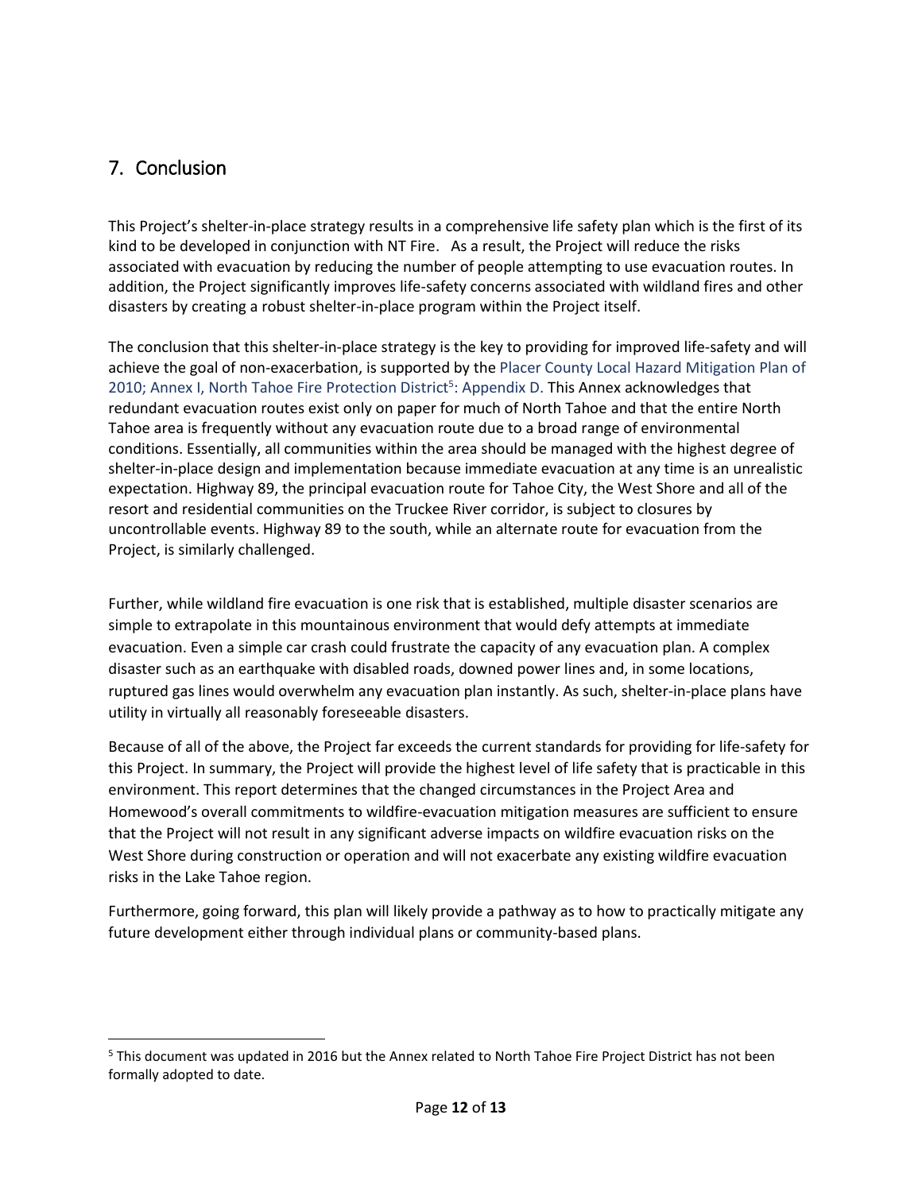## 7. Conclusion

This Project's shelter-in-place strategy results in a comprehensive life safety plan which is the first of its kind to be developed in conjunction with NT Fire. As a result, the Project will reduce the risks associated with evacuation by reducing the number of people attempting to use evacuation routes. In addition, the Project significantly improves life-safety concerns associated with wildland fires and other disasters by creating a robust shelter-in-place program within the Project itself.

The conclusion that this shelter-in-place strategy is the key to providing for improved life-safety and will achieve the goal of non-exacerbation, is supported by the Placer County Local Hazard Mitigation Plan of 2010; Annex I, North Tahoe Fire Protection District[5]: Appendix D. This Annex acknowledges that redundant evacuation routes exist only on paper for much of North Tahoe and that the entire North Tahoe area is frequently without any evacuation route due to a broad range of environmental conditions. Essentially, all communities within the area should be managed with the highest degree of shelter-in-place design and implementation because immediate evacuation at any time is an unrealistic expectation. Highway 89, the principal evacuation route for Tahoe City, the West Shore and all of the resort and residential communities on the Truckee River corridor, is subject to closures by uncontrollable events. Highway 89 to the south, while an alternate route for evacuation from the Project, is similarly challenged.

Further, while wildland fire evacuation is one risk that is established, multiple disaster scenarios are simple to extrapolate in this mountainous environment that would defy attempts at immediate evacuation. Even a simple car crash could frustrate the capacity of any evacuation plan. A complex disaster such as an earthquake with disabled roads, downed power lines and, in some locations, ruptured gas lines would overwhelm any evacuation plan instantly. As such, shelter-in-place plans have utility in virtually all reasonably foreseeable disasters.

Because of all of the above, the Project far exceeds the current standards for providing for life-safety for this Project. In summary, the Project will provide the highest level of life safety that is practicable in this environment. This report determines that the changed circumstances in the Project Area and Homewood's overall commitments to wildfire-evacuation mitigation measures are sufficient to ensure that the Project will not result in any significant adverse impacts on wildfire evacuation risks on the West Shore during construction or operation and will not exacerbate any existing wildfire evacuation risks in the Lake Tahoe region.

Furthermore, going forward, this plan will likely provide a pathway as to how to practically mitigate any future development either through individual plans or community-based plans.

[5] This document was updated in 2016 but the Annex related to North Tahoe Fire Project District has not been formally adopted to date.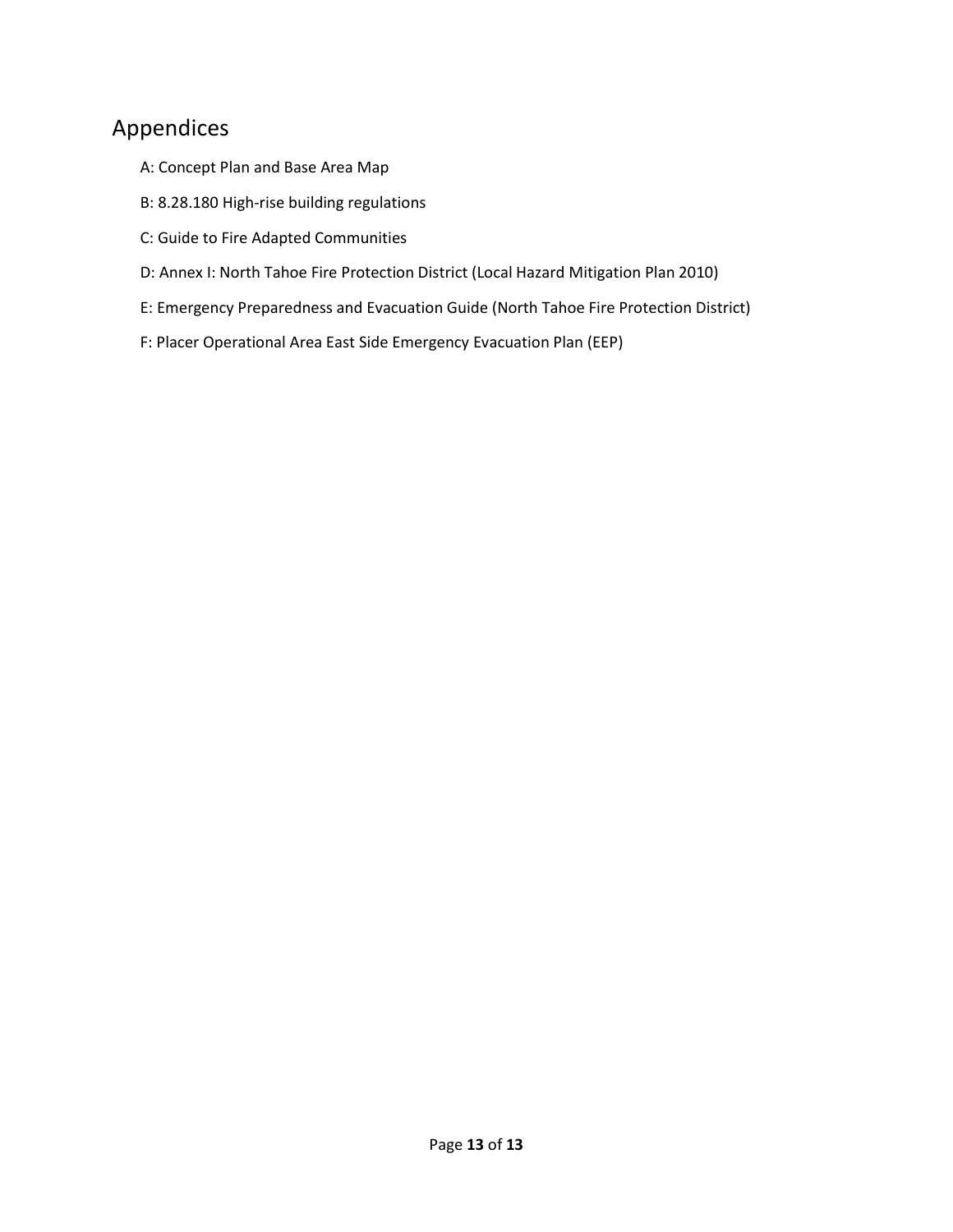# Appendices

A: Concept Plan and Base Area Map

B: 8.28.180 High-rise building regulations

C: Guide to Fire Adapted Communities

D: Annex I: North Tahoe Fire Protection District (Local Hazard Mitigation Plan 2010)

E: Emergency Preparedness and Evacuation Guide (North Tahoe Fire Protection District)

F: Placer Operational Area East Side Emergency Evacuation Plan (EEP)